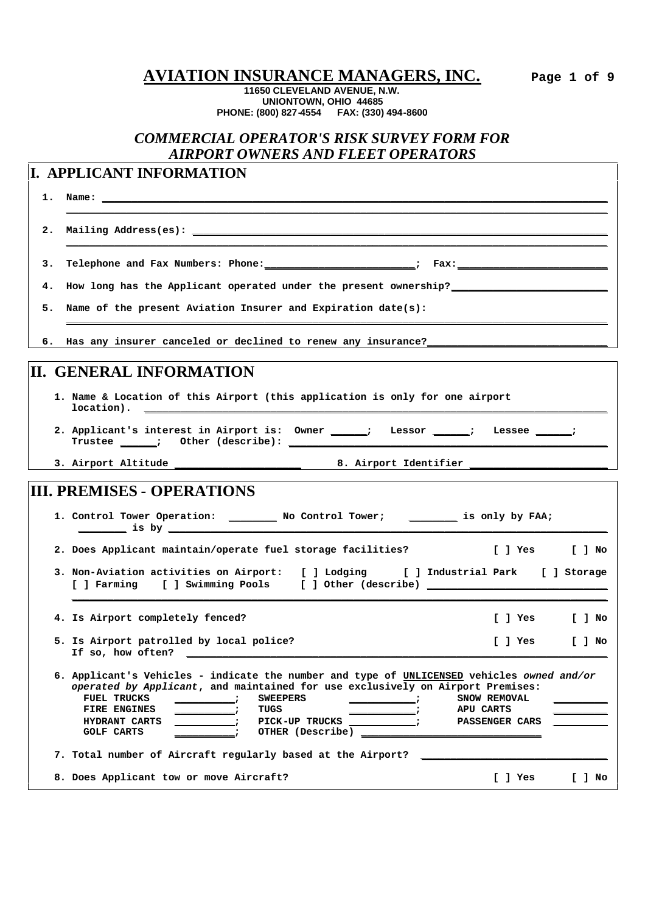# AVIATION INSURANCE MANAGERS, INC.

**11650 CLEVELAND AVENUE, N.W.**
**UNIONTOWN, OHIO 44685**
**PHONE: (800) 827-4554 FAX: (330) 494-8600**

***COMMERCIAL OPERATOR'S RISK SURVEY FORM FOR AIRPORT OWNERS AND FLEET OPERATORS***

## I. APPLICANT INFORMATION

1. Name: ____________________________________________

2. Mailing Address(es): ____________________________________________

3. Telephone and Fax Numbers: Phone: ____________________; Fax: ____________________

4. How long has the Applicant operated under the present ownership? ____________________

5. Name of the present Aviation Insurer and Expiration date(s): ____________________________________________

6. Has any insurer canceled or declined to renew any insurance? ____________________

## II. GENERAL INFORMATION

1. Name & Location of this Airport (this application is only for one airport location). ____________________
2. Applicant's interest in Airport is: Owner ______; Lessor ______; Lessee ______; Trustee ______; Other (describe): ____________________
3. Airport Altitude ____________________ 8. Airport Identifier ____________________

## III. PREMISES - OPERATIONS

1. Control Tower Operation: ________ No Control Tower; ________ is only by FAA; ________ is by ____________________
2. Does Applicant maintain/operate fuel storage facilities? [ ] Yes [ ] No
3. Non-Aviation activities on Airport: [ ] Lodging [ ] Industrial Park [ ] Storage [ ] Farming [ ] Swimming Pools [ ] Other (describe) ____________________
4. Is Airport completely fenced? [ ] Yes [ ] No
5. Is Airport patrolled by local police? [ ] Yes [ ] No
   If so, how often? ____________________
6. Applicant's Vehicles - indicate the number and type of <u>UNLICENSED</u> vehicles *owned and/or operated by Applicant*, and maintained for use exclusively on Airport Premises:

| | | | | | |
|---|---|---|---|---|---|
| FUEL TRUCKS | ________; | SWEEPERS | ________; | SNOW REMOVAL | ________ |
| FIRE ENGINES | ________; | TUGS | ________; | APU CARTS | ________ |
| HYDRANT CARTS | ________; | PICK-UP TRUCKS | ________; | PASSENGER CARS | ________ |
| GOLF CARTS | ________; | OTHER (Describe) | ____________________ | | |

7. Total number of Aircraft regularly based at the Airport? ____________________
8. Does Applicant tow or move Aircraft? [ ] Yes [ ] No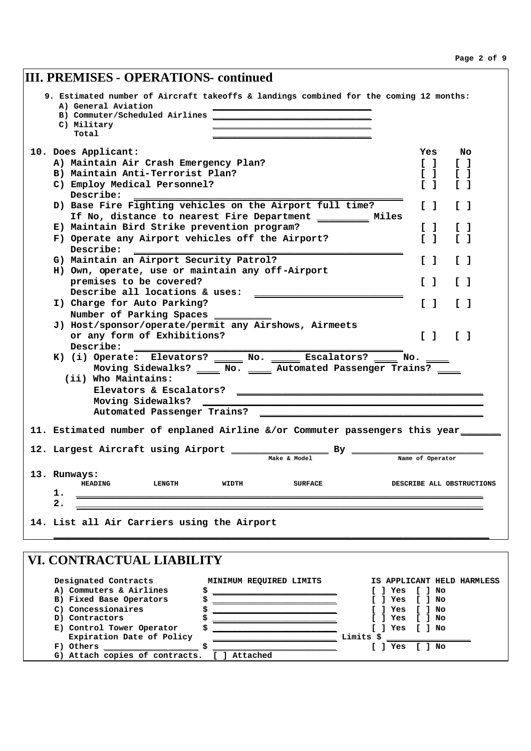## III. PREMISES - OPERATIONS- continued

9. Estimated number of Aircraft takeoffs & landings combined for the coming 12 months:
   - A) General Aviation \_\_\_\_\_\_\_\_\_\_\_\_\_\_\_\_\_\_\_\_\_\_\_\_\_\_\_\_\_\_
   - B) Commuter/Scheduled Airlines \_\_\_\_\_\_\_\_\_\_\_\_\_\_\_\_\_\_\_\_\_\_\_\_\_\_\_\_\_\_
   - C) Military \_\_\_\_\_\_\_\_\_\_\_\_\_\_\_\_\_\_\_\_\_\_\_\_\_\_\_\_\_\_
   - Total \_\_\_\_\_\_\_\_\_\_\_\_\_\_\_\_\_\_\_\_\_\_\_\_\_\_\_\_\_\_

10. Does Applicant:

| | Yes | No |
|---|---|---|
| A) Maintain Air Crash Emergency Plan? | [ ] | [ ] |
| B) Maintain Anti-Terrorist Plan? | [ ] | [ ] |
| C) Employ Medical Personnel? | [ ] | [ ] |
| Describe: \_\_\_\_\_\_\_\_\_\_\_\_\_\_\_\_\_\_\_\_\_\_\_\_\_\_\_\_\_\_\_\_\_\_\_\_\_\_\_\_\_\_\_\_\_\_\_\_ | | |
| D) Base Fire Fighting vehicles on the Airport full time? | [ ] | [ ] |
| If No, distance to nearest Fire Department \_\_\_\_\_\_\_\_\_ Miles | | |
| E) Maintain Bird Strike prevention program? | [ ] | [ ] |
| F) Operate any Airport vehicles off the Airport? | [ ] | [ ] |
| Describe: \_\_\_\_\_\_\_\_\_\_\_\_\_\_\_\_\_\_\_\_\_\_\_\_\_\_\_\_\_\_\_\_\_\_\_\_\_\_\_\_\_\_\_\_\_\_\_\_ | | |
| G) Maintain an Airport Security Patrol? | [ ] | [ ] |
| H) Own, operate, use or maintain any off-Airport premises to be covered? | [ ] | [ ] |
| Describe all locations & uses: \_\_\_\_\_\_\_\_\_\_\_\_\_\_\_\_\_\_\_\_\_\_\_\_\_\_\_ | | |
| I) Charge for Auto Parking? | [ ] | [ ] |
| Number of Parking Spaces \_\_\_\_\_\_\_\_\_\_ | | |
| J) Host/sponsor/operate/permit any Airshows, Airmeets or any form of Exhibitions? | [ ] | [ ] |
| Describe: \_\_\_\_\_\_\_\_\_\_\_\_\_\_\_\_\_\_\_\_\_\_\_\_\_\_\_\_\_\_\_\_\_\_\_\_\_\_\_\_\_\_\_\_\_\_\_\_ | | |

K) (i) Operate: Elevators? \_\_\_\_\_ No. \_\_\_\_\_ Escalators? \_\_\_\_ No. \_\_\_\_
Moving Sidewalks? \_\_\_\_ No. \_\_\_\_ Automated Passenger Trains? \_\_\_\_

(ii) Who Maintains:
- Elevators & Escalators? \_\_\_\_\_\_\_\_\_\_\_\_\_\_\_\_\_\_\_\_\_\_\_\_\_\_\_\_\_\_\_\_\_\_\_\_\_\_\_\_\_\_\_\_
- Moving Sidewalks? \_\_\_\_\_\_\_\_\_\_\_\_\_\_\_\_\_\_\_\_\_\_\_\_\_\_\_\_\_\_\_\_\_\_\_\_\_\_\_\_\_\_\_\_\_\_\_\_
- Automated Passenger Trains? \_\_\_\_\_\_\_\_\_\_\_\_\_\_\_\_\_\_\_\_\_\_\_\_\_\_\_\_\_\_\_\_\_\_\_\_\_\_\_\_

11. Estimated number of enplaned Airline &/or Commuter passengers this year\_\_\_\_\_\_\_

12. Largest Aircraft using Airport \_\_\_\_\_\_\_\_\_\_\_\_\_\_\_\_\_ By \_\_\_\_\_\_\_\_\_\_\_\_\_\_\_\_\_\_\_\_\_\_\_
    (Make & Model) (Name of Operator)

13. Runways:

| | HEADING | LENGTH | WIDTH | SURFACE | DESCRIBE ALL OBSTRUCTIONS |
|---|---|---|---|---|---|
| 1. | | | | | |
| 2. | | | | | |

14. List all Air Carriers using the Airport
\_\_\_\_\_\_\_\_\_\_\_\_\_\_\_\_\_\_\_\_\_\_\_\_\_\_\_\_\_\_\_\_\_\_\_\_\_\_\_\_\_\_\_\_\_\_\_\_\_\_\_\_\_\_\_\_\_\_\_\_\_\_\_\_\_\_\_\_\_\_\_\_\_\_\_\_\_\_\_\_

## VI. CONTRACTUAL LIABILITY

| Designated Contracts | MINIMUM REQUIRED LIMITS | IS APPLICANT HELD HARMLESS |
|---|---|---|
| A) Commuters & Airlines | $ \_\_\_\_\_\_\_\_\_\_\_\_\_\_\_\_\_\_\_\_\_\_\_\_ | [ ] Yes [ ] No |
| B) Fixed Base Operators | $ \_\_\_\_\_\_\_\_\_\_\_\_\_\_\_\_\_\_\_\_\_\_\_\_ | [ ] Yes [ ] No |
| C) Concessionaires | $ \_\_\_\_\_\_\_\_\_\_\_\_\_\_\_\_\_\_\_\_\_\_\_\_ | [ ] Yes [ ] No |
| D) Contractors | $ \_\_\_\_\_\_\_\_\_\_\_\_\_\_\_\_\_\_\_\_\_\_\_\_ | [ ] Yes [ ] No |
| E) Control Tower Operator | $ \_\_\_\_\_\_\_\_\_\_\_\_\_\_\_\_\_\_\_\_\_\_\_\_ | [ ] Yes [ ] No |
| Expiration Date of Policy | \_\_\_\_\_\_\_\_\_\_\_\_\_\_\_\_\_\_\_\_\_\_\_\_\_\_ | Limits $ \_\_\_\_\_\_\_\_\_\_\_\_\_\_\_\_\_ |
| F) Others \_\_\_\_\_\_\_\_\_\_\_\_\_\_\_\_\_\_\_\_ | $ \_\_\_\_\_\_\_\_\_\_\_\_\_\_\_\_\_\_\_\_\_\_\_\_ | [ ] Yes [ ] No |
| G) Attach copies of contracts. | [ ] Attached | |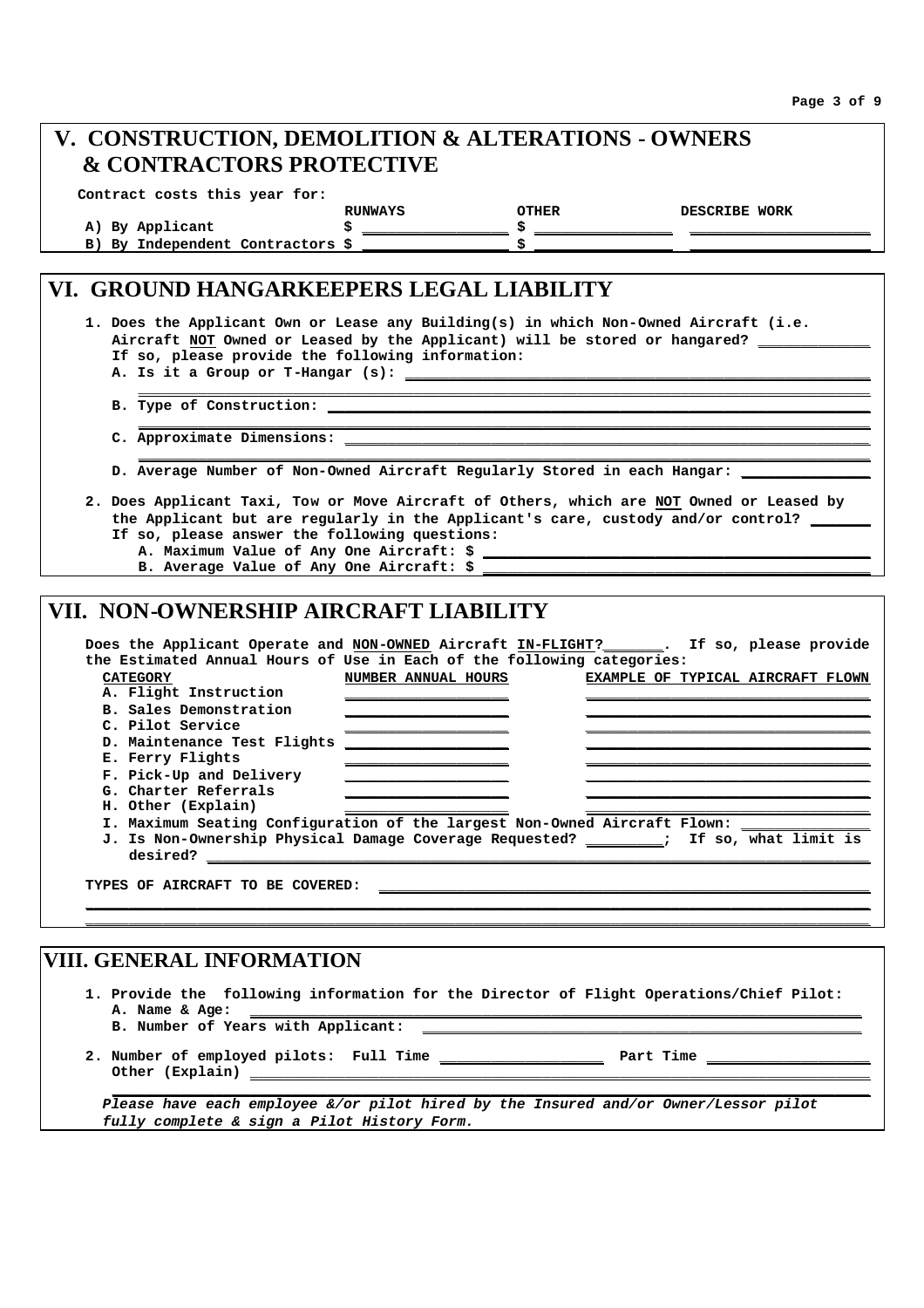## V. CONSTRUCTION, DEMOLITION & ALTERATIONS - OWNERS & CONTRACTORS PROTECTIVE

**Contract costs this year for:**

| | RUNWAYS | OTHER | DESCRIBE WORK |
|---|---|---|---|
| A) By Applicant | $ ________ | $ ________ | ________ |
| B) By Independent Contractors | $ ________ | $ ________ | ________ |

## VI. GROUND HANGARKEEPERS LEGAL LIABILITY

1. **Does the Applicant Own or Lease any Building(s) in which Non-Owned Aircraft (i.e. Aircraft NOT Owned or Leased by the Applicant) will be stored or hangared? ________**
   **If so, please provide the following information:**
   - **A. Is it a Group or T-Hangar (s): ________**
   - **B. Type of Construction: ________**
   - **C. Approximate Dimensions: ________**
   - **D. Average Number of Non-Owned Aircraft Regularly Stored in each Hangar: ________**

2. **Does Applicant Taxi, Tow or Move Aircraft of Others, which are NOT Owned or Leased by the Applicant but are regularly in the Applicant's care, custody and/or control? ________**
   **If so, please answer the following questions:**
   - **A. Maximum Value of Any One Aircraft: $ ________**
   - **B. Average Value of Any One Aircraft: $ ________**

## VII. NON-OWNERSHIP AIRCRAFT LIABILITY

**Does the Applicant Operate and NON-OWNED Aircraft IN-FLIGHT?________. If so, please provide the Estimated Annual Hours of Use in Each of the following categories:**

| CATEGORY | NUMBER ANNUAL HOURS | EXAMPLE OF TYPICAL AIRCRAFT FLOWN |
|---|---|---|
| A. Flight Instruction | | |
| B. Sales Demonstration | | |
| C. Pilot Service | | |
| D. Maintenance Test Flights | | |
| E. Ferry Flights | | |
| F. Pick-Up and Delivery | | |
| G. Charter Referrals | | |
| H. Other (Explain) | | |

- **I. Maximum Seating Configuration of the largest Non-Owned Aircraft Flown: ________**
- **J. Is Non-Ownership Physical Damage Coverage Requested? ________; If so, what limit is desired? ________**

**TYPES OF AIRCRAFT TO BE COVERED: ________**

## VIII. GENERAL INFORMATION

1. **Provide the following information for the Director of Flight Operations/Chief Pilot:**
   - **A. Name & Age: ________**
   - **B. Number of Years with Applicant: ________**

2. **Number of employed pilots: Full Time ________ Part Time ________**
   **Other (Explain) ________**

***Please have each employee &/or pilot hired by the Insured and/or Owner/Lessor pilot fully complete & sign a Pilot History Form.***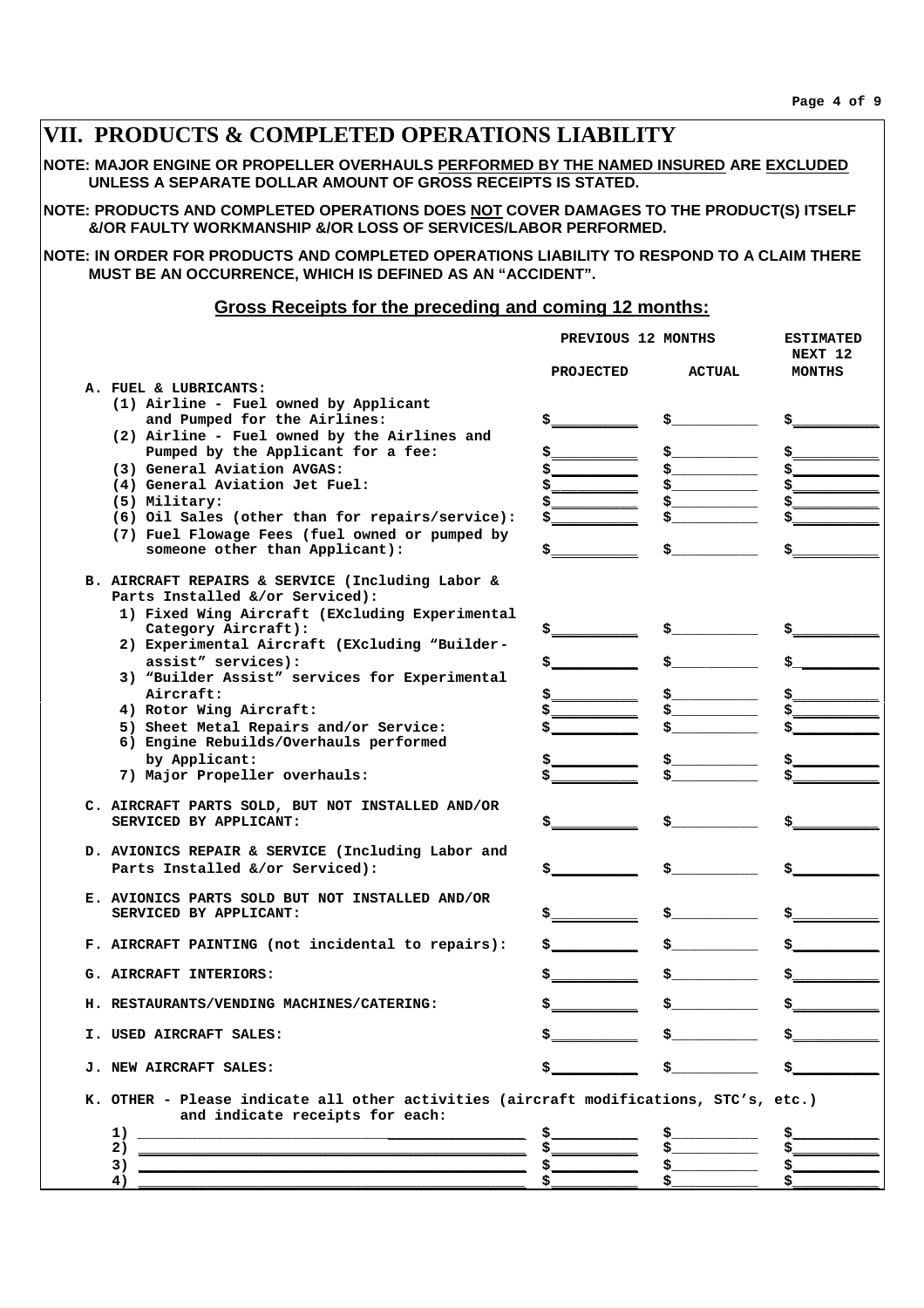# VII. PRODUCTS & COMPLETED OPERATIONS LIABILITY

**NOTE: MAJOR ENGINE OR PROPELLER OVERHAULS <u>PERFORMED BY THE NAMED INSURED</u> ARE <u>EXCLUDED</u> UNLESS A SEPARATE DOLLAR AMOUNT OF GROSS RECEIPTS IS STATED.**

**NOTE: PRODUCTS AND COMPLETED OPERATIONS DOES <u>NOT</u> COVER DAMAGES TO THE PRODUCT(S) ITSELF &/OR FAULTY WORKMANSHIP &/OR LOSS OF SERVICES/LABOR PERFORMED.**

**NOTE: IN ORDER FOR PRODUCTS AND COMPLETED OPERATIONS LIABILITY TO RESPOND TO A CLAIM THERE MUST BE AN OCCURRENCE, WHICH IS DEFINED AS AN "ACCIDENT".**

## Gross Receipts for the preceding and coming 12 months:

| | PREVIOUS 12 MONTHS | | ESTIMATED NEXT 12 MONTHS |
|---|---|---|---|
| | PROJECTED | ACTUAL | |
| **A. FUEL & LUBRICANTS:** | | | |
| (1) Airline - Fuel owned by Applicant and Pumped for the Airlines: | $__________ | $__________ | $__________ |
| (2) Airline - Fuel owned by the Airlines and Pumped by the Applicant for a fee: | $__________ | $__________ | $__________ |
| (3) General Aviation AVGAS: | $__________ | $__________ | $__________ |
| (4) General Aviation Jet Fuel: | $__________ | $__________ | $__________ |
| (5) Military: | $__________ | $__________ | $__________ |
| (6) Oil Sales (other than for repairs/service): | $__________ | $__________ | $__________ |
| (7) Fuel Flowage Fees (fuel owned or pumped by someone other than Applicant): | $__________ | $__________ | $__________ |
| **B. AIRCRAFT REPAIRS & SERVICE (Including Labor & Parts Installed &/or Serviced):** | | | |
| 1) Fixed Wing Aircraft (EXcluding Experimental Category Aircraft): | $__________ | $__________ | $__________ |
| 2) Experimental Aircraft (EXcluding "Builder-assist" services): | $__________ | $__________ | $__________ |
| 3) "Builder Assist" services for Experimental Aircraft: | $__________ | $__________ | $__________ |
| 4) Rotor Wing Aircraft: | $__________ | $__________ | $__________ |
| 5) Sheet Metal Repairs and/or Service: | $__________ | $__________ | $__________ |
| 6) Engine Rebuilds/Overhauls performed by Applicant: | $__________ | $__________ | $__________ |
| 7) Major Propeller overhauls: | $__________ | $__________ | $__________ |
| **C. AIRCRAFT PARTS SOLD, BUT NOT INSTALLED AND/OR SERVICED BY APPLICANT:** | $__________ | $__________ | $__________ |
| **D. AVIONICS REPAIR & SERVICE (Including Labor and Parts Installed &/or Serviced):** | $__________ | $__________ | $__________ |
| **E. AVIONICS PARTS SOLD BUT NOT INSTALLED AND/OR SERVICED BY APPLICANT:** | $__________ | $__________ | $__________ |
| **F. AIRCRAFT PAINTING (not incidental to repairs):** | $__________ | $__________ | $__________ |
| **G. AIRCRAFT INTERIORS:** | $__________ | $__________ | $__________ |
| **H. RESTAURANTS/VENDING MACHINES/CATERING:** | $__________ | $__________ | $__________ |
| **I. USED AIRCRAFT SALES:** | $__________ | $__________ | $__________ |
| **J. NEW AIRCRAFT SALES:** | $__________ | $__________ | $__________ |
| **K. OTHER - Please indicate all other activities (aircraft modifications, STC's, etc.) and indicate receipts for each:** | | | |
| 1) ______________________________ | $__________ | $__________ | $__________ |
| 2) ______________________________ | $__________ | $__________ | $__________ |
| 3) ______________________________ | $__________ | $__________ | $__________ |
| 4) ______________________________ | $__________ | $__________ | $__________ |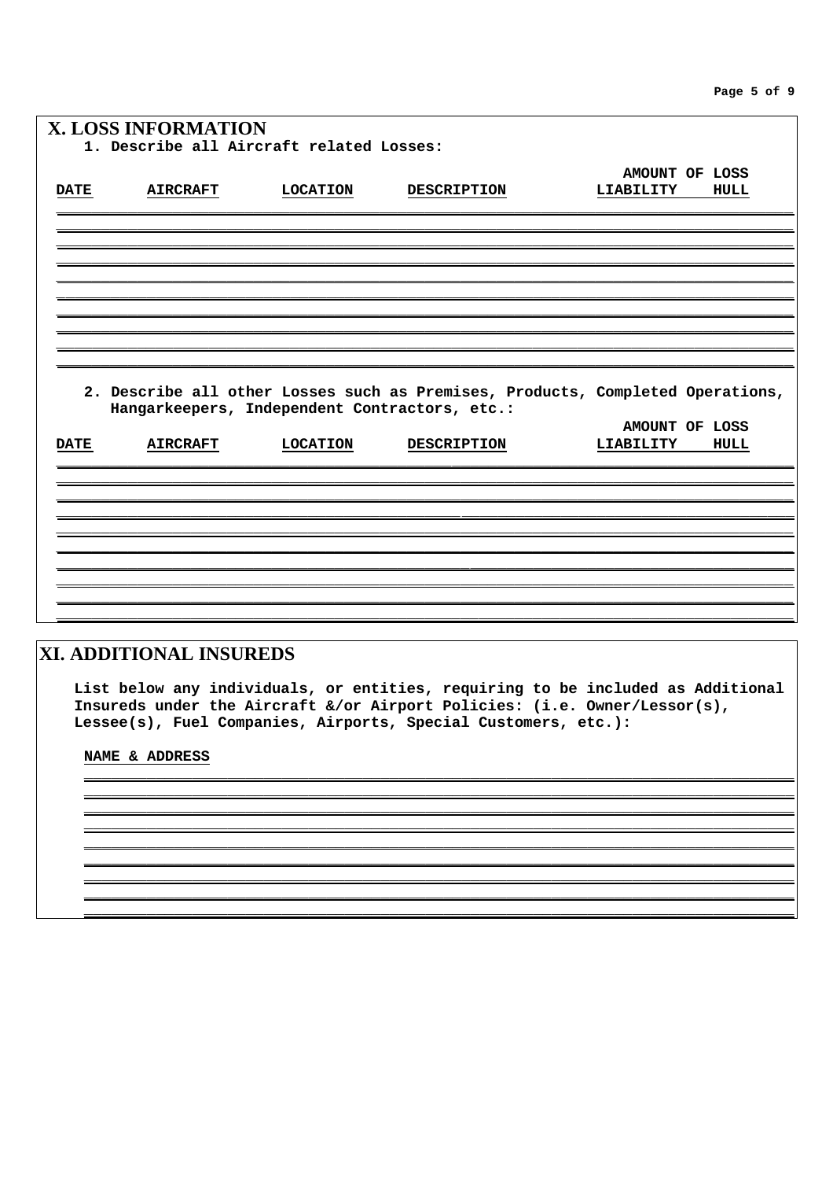## X. LOSS INFORMATION

1. Describe all Aircraft related Losses:

| DATE | AIRCRAFT | LOCATION | DESCRIPTION | AMOUNT OF LOSS LIABILITY | HULL |
|---|---|---|---|---|---|
| | | | | | |
| | | | | | |
| | | | | | |
| | | | | | |
| | | | | | |
| | | | | | |
| | | | | | |
| | | | | | |
| | | | | | |

2. Describe all other Losses such as Premises, Products, Completed Operations, Hangarkeepers, Independent Contractors, etc.:

| DATE | AIRCRAFT | LOCATION | DESCRIPTION | AMOUNT OF LOSS LIABILITY | HULL |
|---|---|---|---|---|---|
| | | | | | |
| | | | | | |
| | | | | | |
| | | | | | |
| | | | | | |
| | | | | | |
| | | | | | |
| | | | | | |
| | | | | | |

## XI. ADDITIONAL INSUREDS

List below any individuals, or entities, requiring to be included as Additional Insureds under the Aircraft &/or Airport Policies: (i.e. Owner/Lessor(s), Lessee(s), Fuel Companies, Airports, Special Customers, etc.):

**NAME & ADDRESS**

_______________________________________________

_______________________________________________

_______________________________________________

_______________________________________________

_______________________________________________

_______________________________________________

_______________________________________________

_______________________________________________

_______________________________________________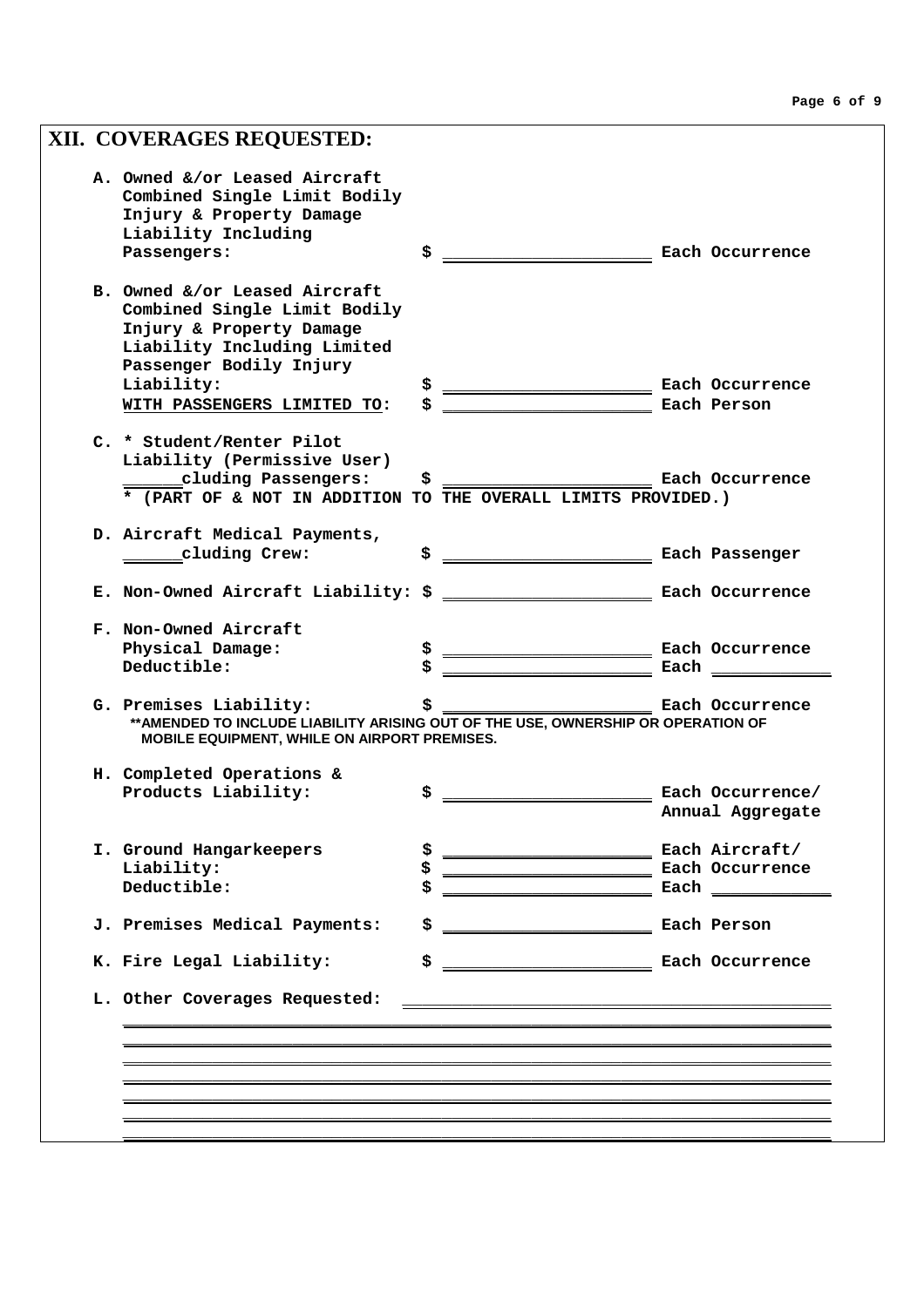## XII. COVERAGES REQUESTED:

**A. Owned &/or Leased Aircraft Combined Single Limit Bodily Injury & Property Damage Liability Including Passengers:** $ ____________________ Each Occurrence

**B. Owned &/or Leased Aircraft Combined Single Limit Bodily Injury & Property Damage Liability Including Limited Passenger Bodily Injury Liability:** $ ____________________ Each Occurrence
**WITH PASSENGERS LIMITED TO:** $ ____________________ Each Person

**C. * Student/Renter Pilot Liability (Permissive User) ______cluding Passengers:** $ ____________________ Each Occurrence
**\* (PART OF & NOT IN ADDITION TO THE OVERALL LIMITS PROVIDED.)**

**D. Aircraft Medical Payments, ______cluding Crew:** $ ____________________ Each Passenger

**E. Non-Owned Aircraft Liability:** $ ____________________ Each Occurrence

**F. Non-Owned Aircraft Physical Damage:** $ ____________________ Each Occurrence
**Deductible:** $ ____________________ Each ____________

**G. Premises Liability:** $ ____________________ Each Occurrence
**\*\*AMENDED TO INCLUDE LIABILITY ARISING OUT OF THE USE, OWNERSHIP OR OPERATION OF MOBILE EQUIPMENT, WHILE ON AIRPORT PREMISES.**

**H. Completed Operations & Products Liability:** $ ____________________ Each Occurrence/ Annual Aggregate

**I. Ground Hangarkeepers Liability:** $ ____________________ Each Aircraft/
$ ____________________ Each Occurrence
**Deductible:** $ ____________________ Each ____________

**J. Premises Medical Payments:** $ ____________________ Each Person

**K. Fire Legal Liability:** $ ____________________ Each Occurrence

**L. Other Coverages Requested:** ____________________________________________

____________________________________________________________________________

____________________________________________________________________________

____________________________________________________________________________

____________________________________________________________________________

____________________________________________________________________________

____________________________________________________________________________

____________________________________________________________________________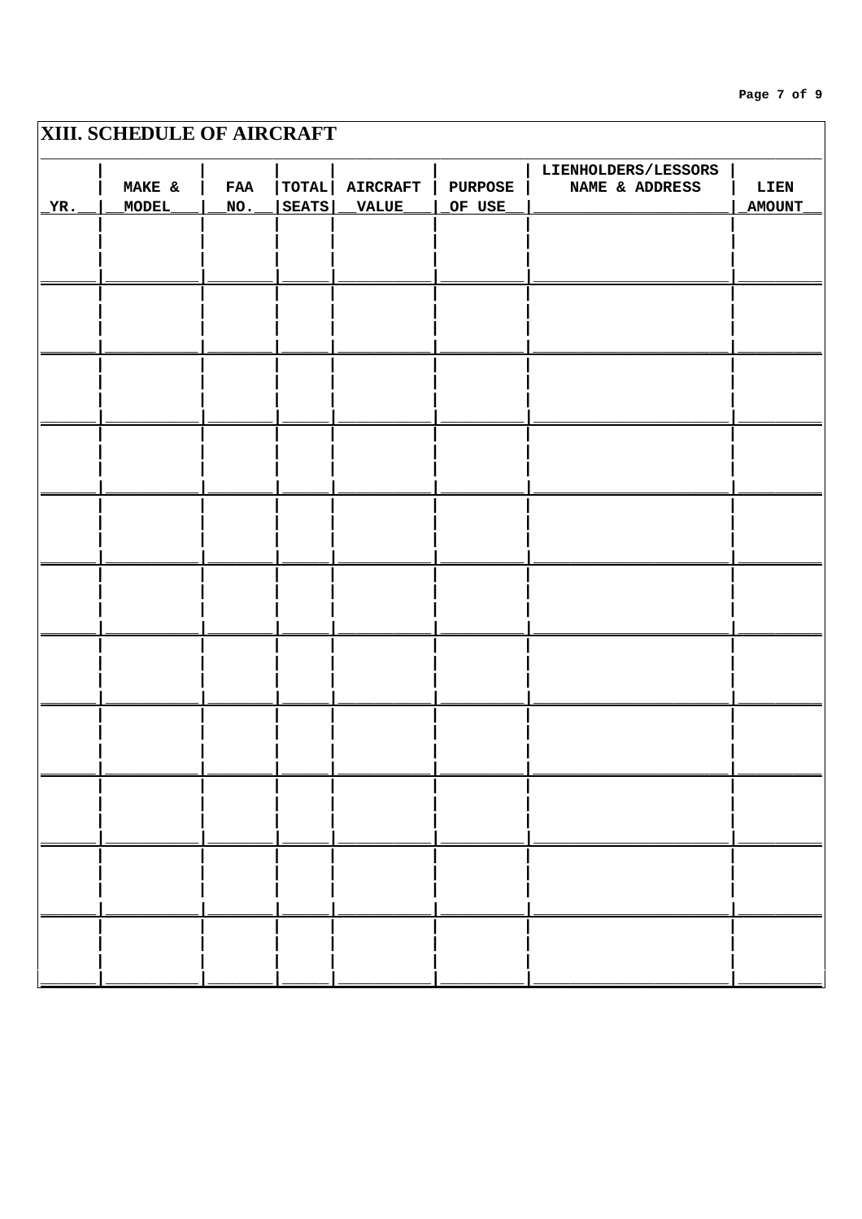## XIII. SCHEDULE OF AIRCRAFT

| YR. | MAKE & MODEL | FAA NO. | TOTAL SEATS | AIRCRAFT VALUE | PURPOSE OF USE | LIENHOLDERS/LESSORS NAME & ADDRESS | LIEN AMOUNT |
|---|---|---|---|---|---|---|---|
| | | | | | | | |
| | | | | | | | |
| | | | | | | | |
| | | | | | | | |
| | | | | | | | |
| | | | | | | | |
| | | | | | | | |
| | | | | | | | |
| | | | | | | | |
| | | | | | | | |
| | | | | | | | |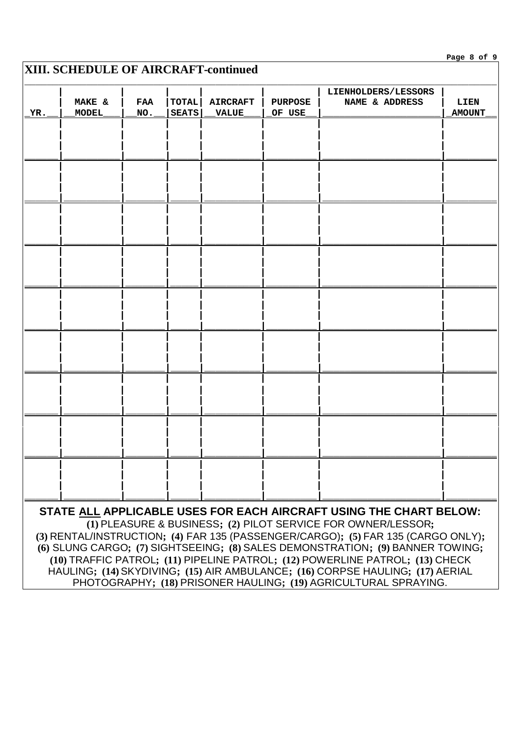## XIII. SCHEDULE OF AIRCRAFT-continued

| YR. | MAKE & MODEL | FAA NO. | TOTAL SEATS | AIRCRAFT VALUE | PURPOSE OF USE | LIENHOLDERS/LESSORS NAME & ADDRESS | LIEN AMOUNT |
|---|---|---|---|---|---|---|---|
| | | | | | | | |
| | | | | | | | |
| | | | | | | | |
| | | | | | | | |
| | | | | | | | |
| | | | | | | | |
| | | | | | | | |
| | | | | | | | |
| | | | | | | | |

**STATE ALL APPLICABLE USES FOR EACH AIRCRAFT USING THE CHART BELOW:**
**(1)** PLEASURE & BUSINESS; **(2)** PILOT SERVICE FOR OWNER/LESSOR; **(3)** RENTAL/INSTRUCTION; **(4)** FAR 135 (PASSENGER/CARGO); **(5)** FAR 135 (CARGO ONLY); **(6)** SLUNG CARGO; **(7)** SIGHTSEEING; **(8)** SALES DEMONSTRATION; **(9)** BANNER TOWING; **(10)** TRAFFIC PATROL; **(11)** PIPELINE PATROL; **(12)** POWERLINE PATROL; **(13)** CHECK HAULING; **(14)** SKYDIVING; **(15)** AIR AMBULANCE; **(16)** CORPSE HAULING; **(17)** AERIAL PHOTOGRAPHY; **(18)** PRISONER HAULING; **(19)** AGRICULTURAL SPRAYING.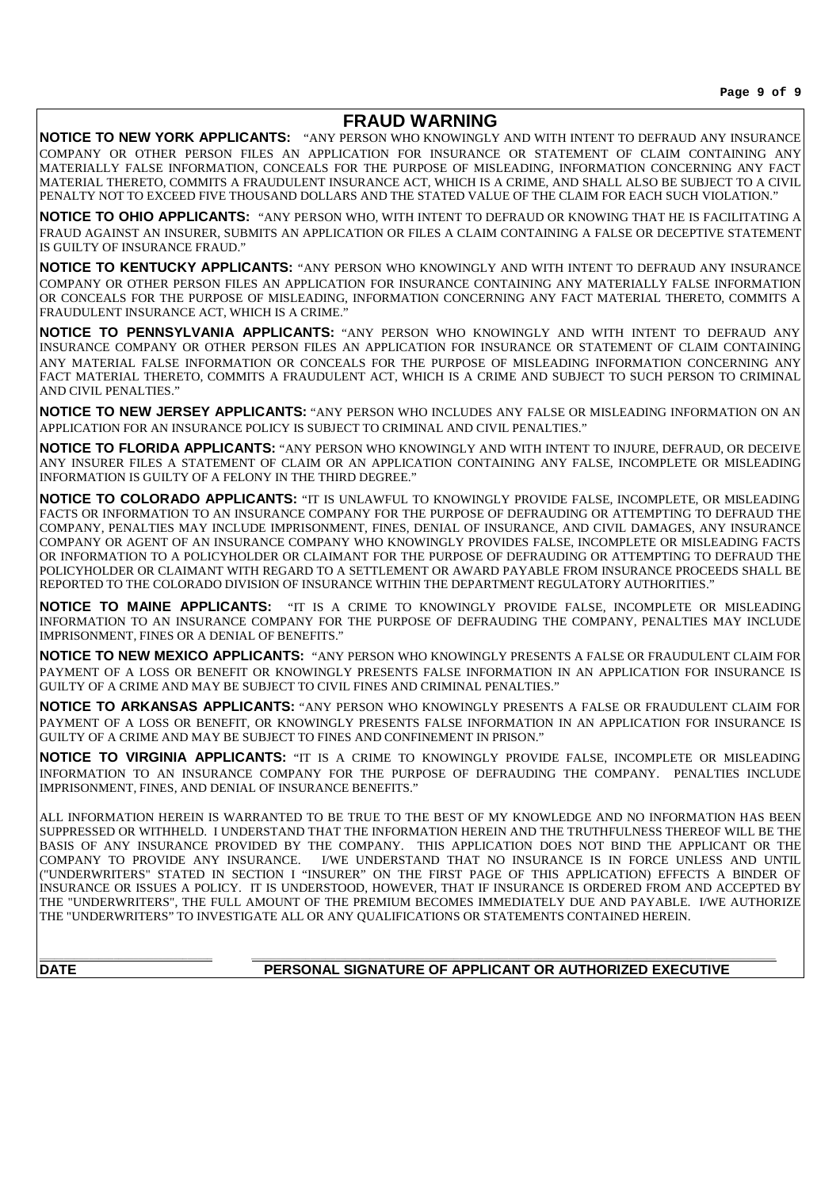# FRAUD WARNING

**NOTICE TO NEW YORK APPLICANTS:** "ANY PERSON WHO KNOWINGLY AND WITH INTENT TO DEFRAUD ANY INSURANCE COMPANY OR OTHER PERSON FILES AN APPLICATION FOR INSURANCE OR STATEMENT OF CLAIM CONTAINING ANY MATERIALLY FALSE INFORMATION, CONCEALS FOR THE PURPOSE OF MISLEADING, INFORMATION CONCERNING ANY FACT MATERIAL THERETO, COMMITS A FRAUDULENT INSURANCE ACT, WHICH IS A CRIME, AND SHALL ALSO BE SUBJECT TO A CIVIL PENALTY NOT TO EXCEED FIVE THOUSAND DOLLARS AND THE STATED VALUE OF THE CLAIM FOR EACH SUCH VIOLATION."

**NOTICE TO OHIO APPLICANTS:** "ANY PERSON WHO, WITH INTENT TO DEFRAUD OR KNOWING THAT HE IS FACILITATING A FRAUD AGAINST AN INSURER, SUBMITS AN APPLICATION OR FILES A CLAIM CONTAINING A FALSE OR DECEPTIVE STATEMENT IS GUILTY OF INSURANCE FRAUD."

**NOTICE TO KENTUCKY APPLICANTS:** "ANY PERSON WHO KNOWINGLY AND WITH INTENT TO DEFRAUD ANY INSURANCE COMPANY OR OTHER PERSON FILES AN APPLICATION FOR INSURANCE CONTAINING ANY MATERIALLY FALSE INFORMATION OR CONCEALS FOR THE PURPOSE OF MISLEADING, INFORMATION CONCERNING ANY FACT MATERIAL THERETO, COMMITS A FRAUDULENT INSURANCE ACT, WHICH IS A CRIME."

**NOTICE TO PENNSYLVANIA APPLICANTS:** "ANY PERSON WHO KNOWINGLY AND WITH INTENT TO DEFRAUD ANY INSURANCE COMPANY OR OTHER PERSON FILES AN APPLICATION FOR INSURANCE OR STATEMENT OF CLAIM CONTAINING ANY MATERIAL FALSE INFORMATION OR CONCEALS FOR THE PURPOSE OF MISLEADING INFORMATION CONCERNING ANY FACT MATERIAL THERETO, COMMITS A FRAUDULENT ACT, WHICH IS A CRIME AND SUBJECT TO SUCH PERSON TO CRIMINAL AND CIVIL PENALTIES."

**NOTICE TO NEW JERSEY APPLICANTS:** "ANY PERSON WHO INCLUDES ANY FALSE OR MISLEADING INFORMATION ON AN APPLICATION FOR AN INSURANCE POLICY IS SUBJECT TO CRIMINAL AND CIVIL PENALTIES."

**NOTICE TO FLORIDA APPLICANTS:** "ANY PERSON WHO KNOWINGLY AND WITH INTENT TO INJURE, DEFRAUD, OR DECEIVE ANY INSURER FILES A STATEMENT OF CLAIM OR AN APPLICATION CONTAINING ANY FALSE, INCOMPLETE OR MISLEADING INFORMATION IS GUILTY OF A FELONY IN THE THIRD DEGREE."

**NOTICE TO COLORADO APPLICANTS:** "IT IS UNLAWFUL TO KNOWINGLY PROVIDE FALSE, INCOMPLETE, OR MISLEADING FACTS OR INFORMATION TO AN INSURANCE COMPANY FOR THE PURPOSE OF DEFRAUDING OR ATTEMPTING TO DEFRAUD THE COMPANY, PENALTIES MAY INCLUDE IMPRISONMENT, FINES, DENIAL OF INSURANCE, AND CIVIL DAMAGES, ANY INSURANCE COMPANY OR AGENT OF AN INSURANCE COMPANY WHO KNOWINGLY PROVIDES FALSE, INCOMPLETE OR MISLEADING FACTS OR INFORMATION TO A POLICYHOLDER OR CLAIMANT FOR THE PURPOSE OF DEFRAUDING OR ATTEMPTING TO DEFRAUD THE POLICYHOLDER OR CLAIMANT WITH REGARD TO A SETTLEMENT OR AWARD PAYABLE FROM INSURANCE PROCEEDS SHALL BE REPORTED TO THE COLORADO DIVISION OF INSURANCE WITHIN THE DEPARTMENT REGULATORY AUTHORITIES."

**NOTICE TO MAINE APPLICANTS:** "IT IS A CRIME TO KNOWINGLY PROVIDE FALSE, INCOMPLETE OR MISLEADING INFORMATION TO AN INSURANCE COMPANY FOR THE PURPOSE OF DEFRAUDING THE COMPANY, PENALTIES MAY INCLUDE IMPRISONMENT, FINES OR A DENIAL OF BENEFITS."

**NOTICE TO NEW MEXICO APPLICANTS:** "ANY PERSON WHO KNOWINGLY PRESENTS A FALSE OR FRAUDULENT CLAIM FOR PAYMENT OF A LOSS OR BENEFIT OR KNOWINGLY PRESENTS FALSE INFORMATION IN AN APPLICATION FOR INSURANCE IS GUILTY OF A CRIME AND MAY BE SUBJECT TO CIVIL FINES AND CRIMINAL PENALTIES."

**NOTICE TO ARKANSAS APPLICANTS:** "ANY PERSON WHO KNOWINGLY PRESENTS A FALSE OR FRAUDULENT CLAIM FOR PAYMENT OF A LOSS OR BENEFIT, OR KNOWINGLY PRESENTS FALSE INFORMATION IN AN APPLICATION FOR INSURANCE IS GUILTY OF A CRIME AND MAY BE SUBJECT TO FINES AND CONFINEMENT IN PRISON."

**NOTICE TO VIRGINIA APPLICANTS:** "IT IS A CRIME TO KNOWINGLY PROVIDE FALSE, INCOMPLETE OR MISLEADING INFORMATION TO AN INSURANCE COMPANY FOR THE PURPOSE OF DEFRAUDING THE COMPANY. PENALTIES INCLUDE IMPRISONMENT, FINES, AND DENIAL OF INSURANCE BENEFITS."

ALL INFORMATION HEREIN IS WARRANTED TO BE TRUE TO THE BEST OF MY KNOWLEDGE AND NO INFORMATION HAS BEEN SUPPRESSED OR WITHHELD. I UNDERSTAND THAT THE INFORMATION HEREIN AND THE TRUTHFULNESS THEREOF WILL BE THE BASIS OF ANY INSURANCE PROVIDED BY THE COMPANY. THIS APPLICATION DOES NOT BIND THE APPLICANT OR THE COMPANY TO PROVIDE ANY INSURANCE. I/WE UNDERSTAND THAT NO INSURANCE IS IN FORCE UNLESS AND UNTIL ("UNDERWRITERS" STATED IN SECTION I "INSURER" ON THE FIRST PAGE OF THIS APPLICATION) EFFECTS A BINDER OF INSURANCE OR ISSUES A POLICY. IT IS UNDERSTOOD, HOWEVER, THAT IF INSURANCE IS ORDERED FROM AND ACCEPTED BY THE "UNDERWRITERS", THE FULL AMOUNT OF THE PREMIUM BECOMES IMMEDIATELY DUE AND PAYABLE. I/WE AUTHORIZE THE "UNDERWRITERS" TO INVESTIGATE ALL OR ANY QUALIFICATIONS OR STATEMENTS CONTAINED HEREIN.

| | |
|---|---|
| ______________________ | ______________________________________________ |
| **DATE** | **PERSONAL SIGNATURE OF APPLICANT OR AUTHORIZED EXECUTIVE** |